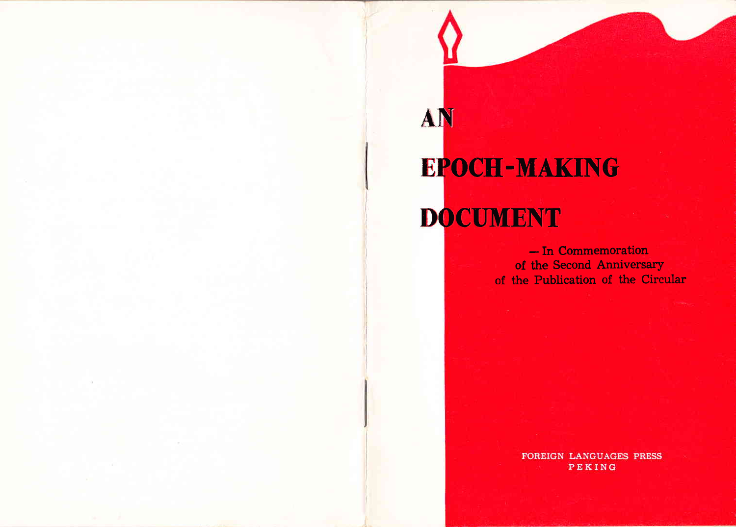# AN EPOCH-MAKING DOCUMENT

— In Commemoration of the Second Anniversary of the Publication of the Circular

FOREIGN LANGUAGES PRESS
PEKING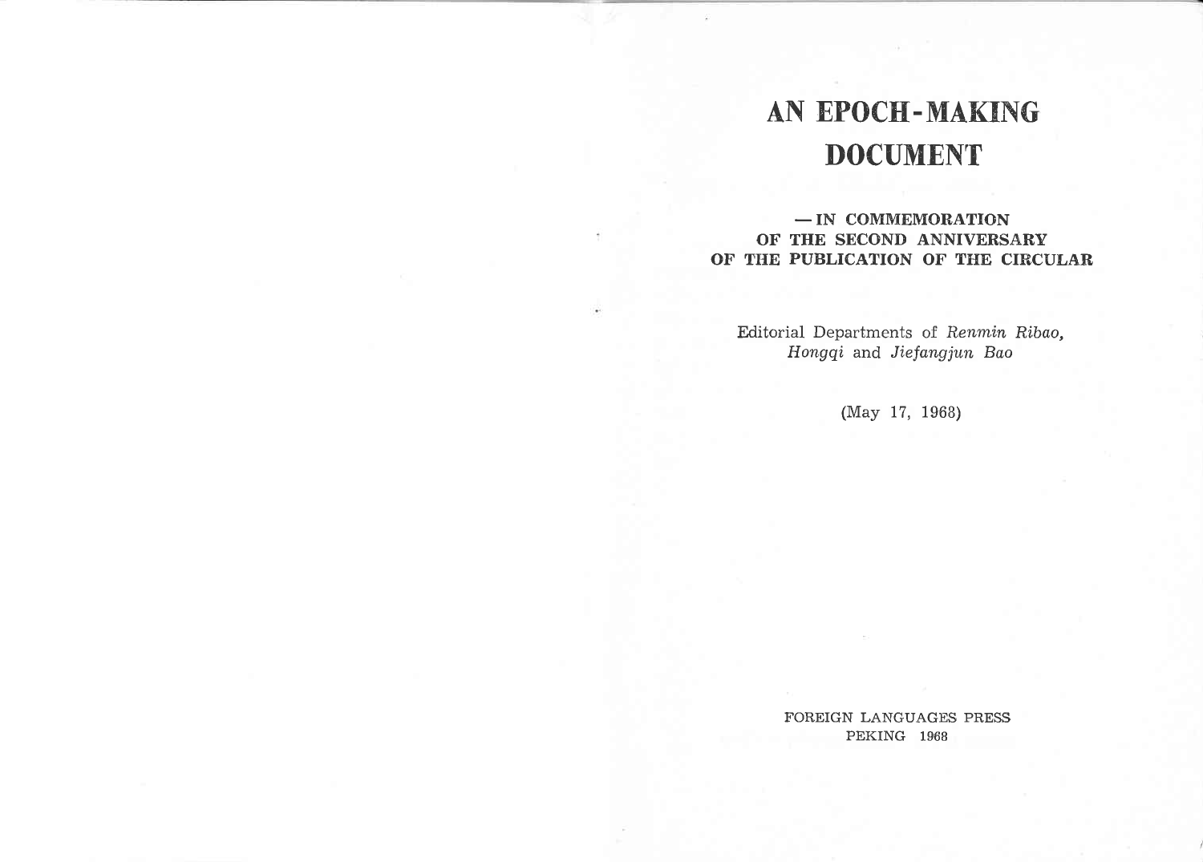# AN EPOCH-MAKING DOCUMENT

**— IN COMMEMORATION OF THE SECOND ANNIVERSARY OF THE PUBLICATION OF THE CIRCULAR**

Editorial Departments of *Renmin Ribao*, *Hongqi* and *Jiefangjun Bao*

(May 17, 1968)

FOREIGN LANGUAGES PRESS
PEKING 1968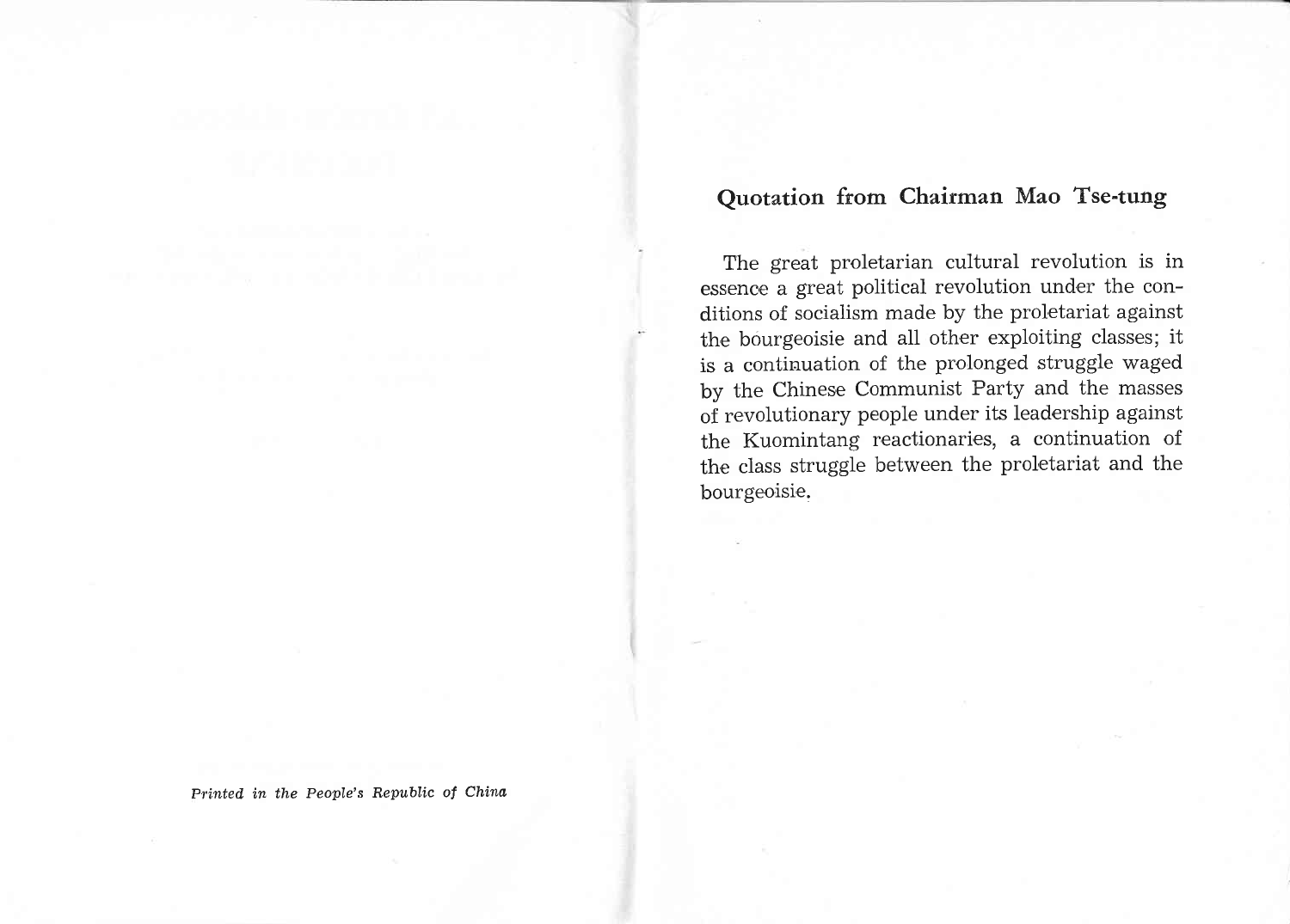Printed in the People's Republic of China

## Quotation from Chairman Mao Tse-tung

The great proletarian cultural revolution is in essence a great political revolution under the conditions of socialism made by the proletariat against the bourgeoisie and all other exploiting classes; it is a continuation of the prolonged struggle waged by the Chinese Communist Party and the masses of revolutionary people under its leadership against the Kuomintang reactionaries, a continuation of the class struggle between the proletariat and the bourgeoisie.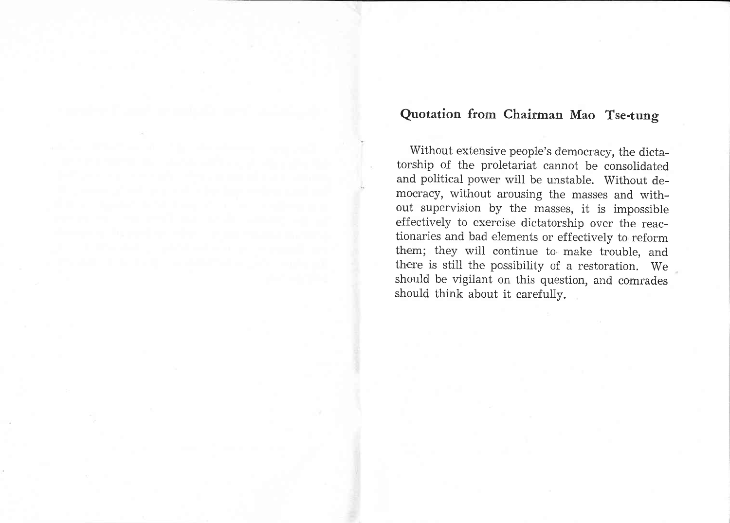## Quotation from Chairman Mao Tse-tung

Without extensive people's democracy, the dictatorship of the proletariat cannot be consolidated and political power will be unstable. Without democracy, without arousing the masses and without supervision by the masses, it is impossible effectively to exercise dictatorship over the reactionaries and bad elements or effectively to reform them; they will continue to make trouble, and there is still the possibility of a restoration. We should be vigilant on this question, and comrades should think about it carefully.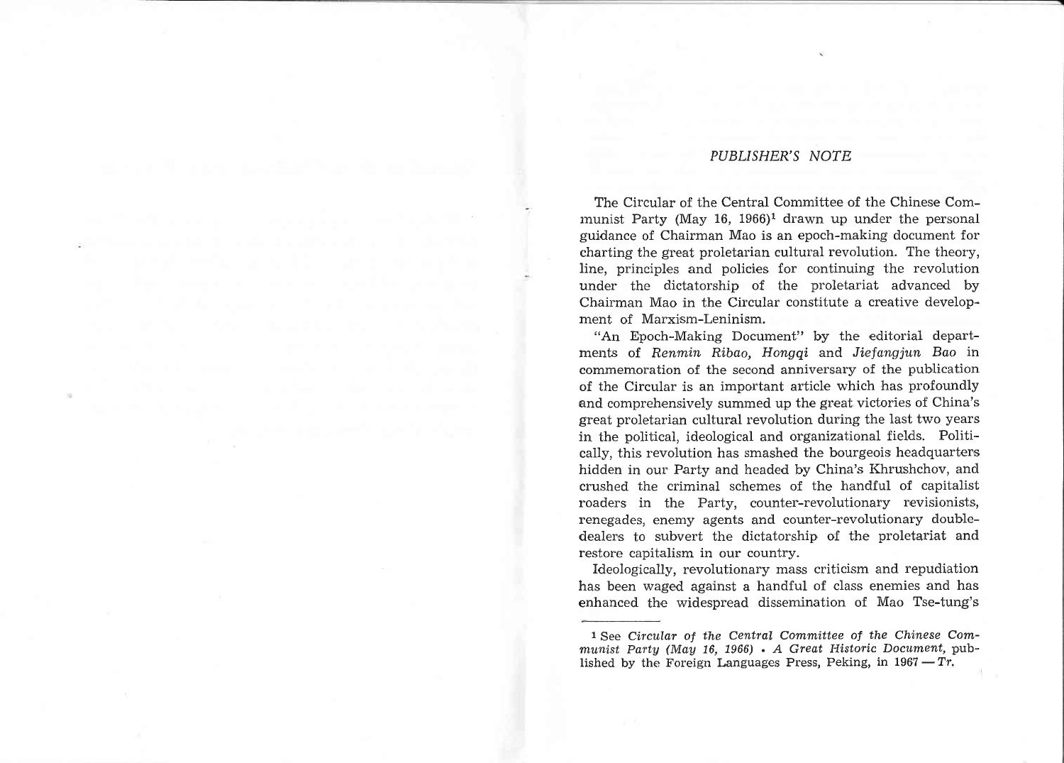## *PUBLISHER'S NOTE*

The Circular of the Central Committee of the Chinese Communist Party (May 16, 1966)[1] drawn up under the personal guidance of Chairman Mao is an epoch-making document for charting the great proletarian cultural revolution. The theory, line, principles and policies for continuing the revolution under the dictatorship of the proletariat advanced by Chairman Mao in the Circular constitute a creative development of Marxism-Leninism.

"An Epoch-Making Document" by the editorial departments of *Renmin Ribao*, *Hongqi* and *Jiefangjun Bao* in commemoration of the second anniversary of the publication of the Circular is an important article which has profoundly and comprehensively summed up the great victories of China's great proletarian cultural revolution during the last two years in the political, ideological and organizational fields. Politically, this revolution has smashed the bourgeois headquarters hidden in our Party and headed by China's Khrushchov, and crushed the criminal schemes of the handful of capitalist roaders in the Party, counter-revolutionary revisionists, renegades, enemy agents and counter-revolutionary double-dealers to subvert the dictatorship of the proletariat and restore capitalism in our country.

Ideologically, revolutionary mass criticism and repudiation has been waged against a handful of class enemies and has enhanced the widespread dissemination of Mao Tse-tung's

---

[1] See *Circular of the Central Committee of the Chinese Communist Party (May 16, 1966) • A Great Historic Document*, published by the Foreign Languages Press, Peking, in 1967 — *Tr.*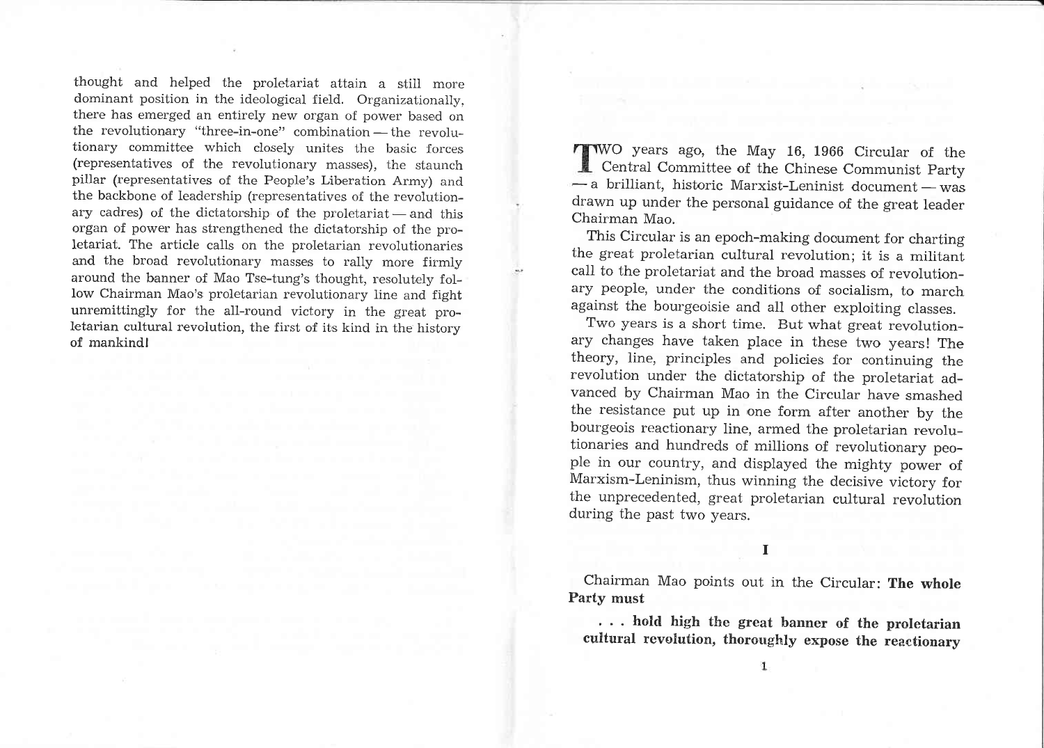thought and helped the proletariat attain a still more dominant position in the ideological field. Organizationally, there has emerged an entirely new organ of power based on the revolutionary "three-in-one" combination — the revolutionary committee which closely unites the basic forces (representatives of the revolutionary masses), the staunch pillar (representatives of the People's Liberation Army) and the backbone of leadership (representatives of the revolutionary cadres) of the dictatorship of the proletariat — and this organ of power has strengthened the dictatorship of the proletariat. The article calls on the proletarian revolutionaries and the broad revolutionary masses to rally more firmly around the banner of Mao Tse-tung's thought, resolutely follow Chairman Mao's proletarian revolutionary line and fight unremittingly for the all-round victory in the great proletarian cultural revolution, the first of its kind in the history of mankind!

TWO years ago, the May 16, 1966 Circular of the Central Committee of the Chinese Communist Party — a brilliant, historic Marxist-Leninist document — was drawn up under the personal guidance of the great leader Chairman Mao.

This Circular is an epoch-making document for charting the great proletarian cultural revolution; it is a militant call to the proletariat and the broad masses of revolutionary people, under the conditions of socialism, to march against the bourgeoisie and all other exploiting classes.

Two years is a short time. But what great revolutionary changes have taken place in these two years! The theory, line, principles and policies for continuing the revolution under the dictatorship of the proletariat advanced by Chairman Mao in the Circular have smashed the resistance put up in one form after another by the bourgeois reactionary line, armed the proletarian revolutionaries and hundreds of millions of revolutionary people in our country, and displayed the mighty power of Marxism-Leninism, thus winning the decisive victory for the unprecedented, great proletarian cultural revolution during the past two years.

## I

Chairman Mao points out in the Circular: **The whole Party must**

> **. . . hold high the great banner of the proletarian cultural revolution, thoroughly expose the reactionary**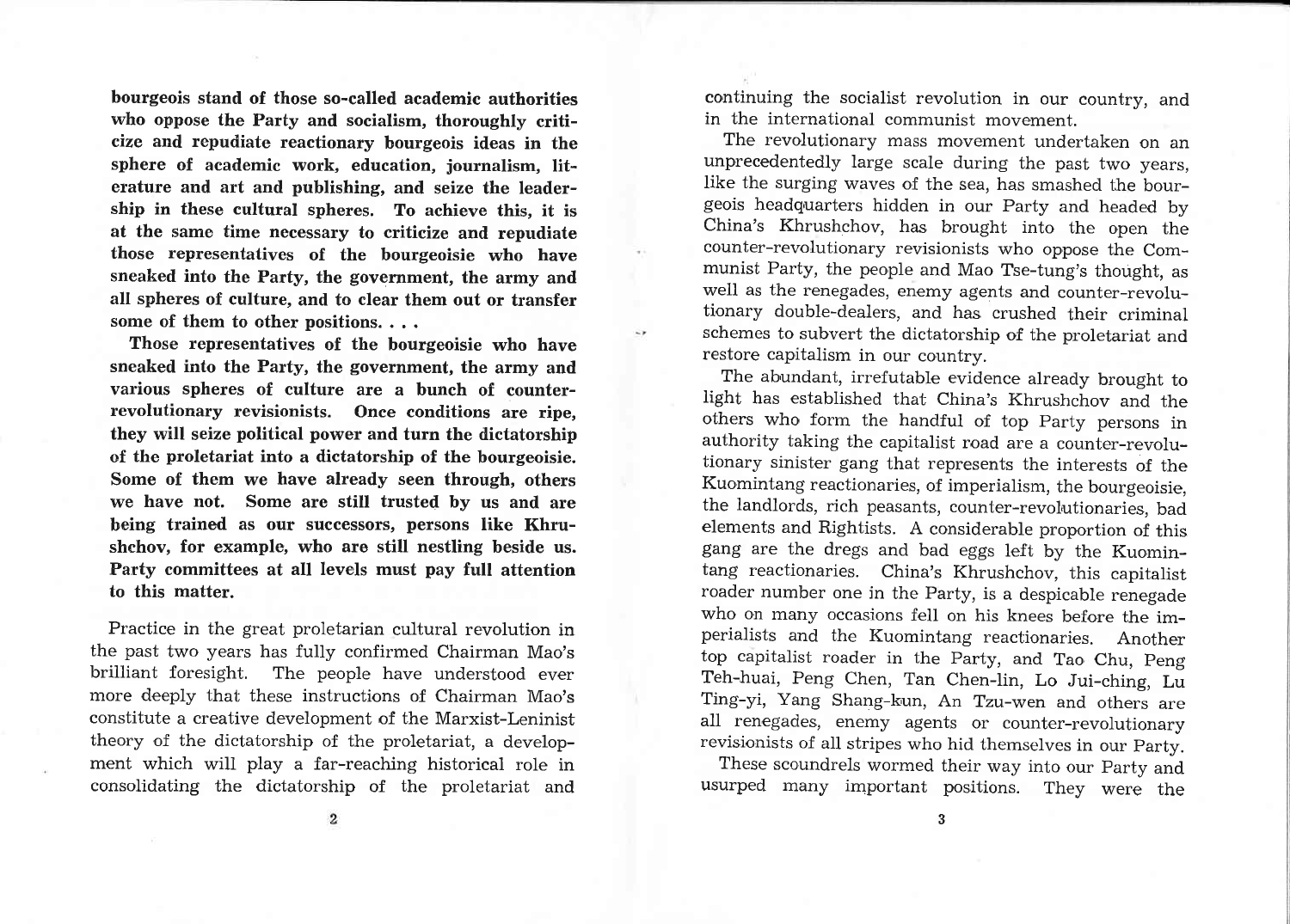**bourgeois stand of those so-called academic authorities who oppose the Party and socialism, thoroughly criticize and repudiate reactionary bourgeois ideas in the sphere of academic work, education, journalism, literature and art and publishing, and seize the leadership in these cultural spheres. To achieve this, it is at the same time necessary to criticize and repudiate those representatives of the bourgeoisie who have sneaked into the Party, the government, the army and all spheres of culture, and to clear them out or transfer some of them to other positions. . . .**

**Those representatives of the bourgeoisie who have sneaked into the Party, the government, the army and various spheres of culture are a bunch of counter-revolutionary revisionists. Once conditions are ripe, they will seize political power and turn the dictatorship of the proletariat into a dictatorship of the bourgeoisie. Some of them we have already seen through, others we have not. Some are still trusted by us and are being trained as our successors, persons like Khrushchov, for example, who are still nestling beside us. Party committees at all levels must pay full attention to this matter.**

Practice in the great proletarian cultural revolution in the past two years has fully confirmed Chairman Mao's brilliant foresight. The people have understood ever more deeply that these instructions of Chairman Mao's constitute a creative development of the Marxist-Leninist theory of the dictatorship of the proletariat, a development which will play a far-reaching historical role in consolidating the dictatorship of the proletariat and continuing the socialist revolution in our country, and in the international communist movement.

The revolutionary mass movement undertaken on an unprecedentedly large scale during the past two years, like the surging waves of the sea, has smashed the bourgeois headquarters hidden in our Party and headed by China's Khrushchov, has brought into the open the counter-revolutionary revisionists who oppose the Communist Party, the people and Mao Tse-tung's thought, as well as the renegades, enemy agents and counter-revolutionary double-dealers, and has crushed their criminal schemes to subvert the dictatorship of the proletariat and restore capitalism in our country.

The abundant, irrefutable evidence already brought to light has established that China's Khrushchov and the others who form the handful of top Party persons in authority taking the capitalist road are a counter-revolutionary sinister gang that represents the interests of the Kuomintang reactionaries, of imperialism, the bourgeoisie, the landlords, rich peasants, counter-revolutionaries, bad elements and Rightists. A considerable proportion of this gang are the dregs and bad eggs left by the Kuomintang reactionaries. China's Khrushchov, this capitalist roader number one in the Party, is a despicable renegade who on many occasions fell on his knees before the imperialists and the Kuomintang reactionaries. Another top capitalist roader in the Party, and Tao Chu, Peng Teh-huai, Peng Chen, Tan Chen-lin, Lo Jui-ching, Lu Ting-yi, Yang Shang-kun, An Tzu-wen and others are all renegades, enemy agents or counter-revolutionary revisionists of all stripes who hid themselves in our Party.

These scoundrels wormed their way into our Party and usurped many important positions. They were the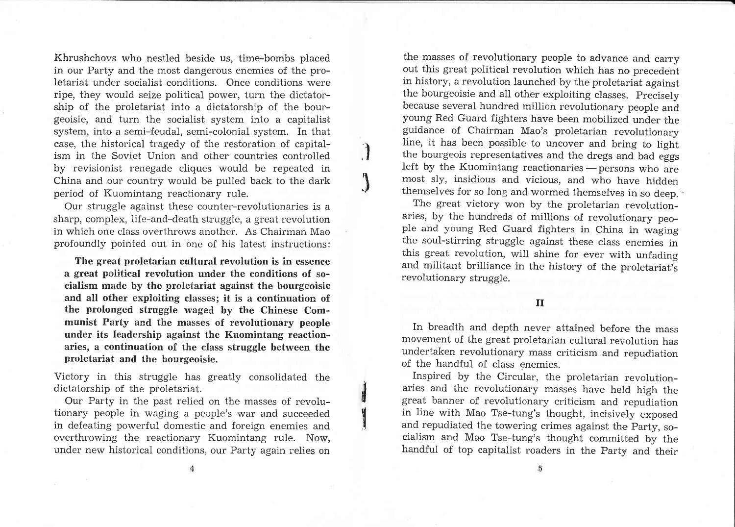Khrushchovs who nestled beside us, time-bombs placed in our Party and the most dangerous enemies of the proletariat under socialist conditions. Once conditions were ripe, they would seize political power, turn the dictatorship of the proletariat into a dictatorship of the bourgeoisie, and turn the socialist system into a capitalist system, into a semi-feudal, semi-colonial system. In that case, the historical tragedy of the restoration of capitalism in the Soviet Union and other countries controlled by revisionist renegade cliques would be repeated in China and our country would be pulled back to the dark period of Kuomintang reactionary rule.

Our struggle against these counter-revolutionaries is a sharp, complex, life-and-death struggle, a great revolution in which one class overthrows another. As Chairman Mao profoundly pointed out in one of his latest instructions:

> **The great proletarian cultural revolution is in essence a great political revolution under the conditions of socialism made by the proletariat against the bourgeoisie and all other exploiting classes; it is a continuation of the prolonged struggle waged by the Chinese Communist Party and the masses of revolutionary people under its leadership against the Kuomintang reactionaries, a continuation of the class struggle between the proletariat and the bourgeoisie.**

Victory in this struggle has greatly consolidated the dictatorship of the proletariat.

Our Party in the past relied on the masses of revolutionary people in waging a people's war and succeeded in defeating powerful domestic and foreign enemies and overthrowing the reactionary Kuomintang rule. Now, under new historical conditions, our Party again relies on the masses of revolutionary people to advance and carry out this great political revolution which has no precedent in history, a revolution launched by the proletariat against the bourgeoisie and all other exploiting classes. Precisely because several hundred million revolutionary people and young Red Guard fighters have been mobilized under the guidance of Chairman Mao's proletarian revolutionary line, it has been possible to uncover and bring to light the bourgeois representatives and the dregs and bad eggs left by the Kuomintang reactionaries — persons who are most sly, insidious and vicious, and who have hidden themselves for so long and wormed themselves in so deep.

The great victory won by the proletarian revolutionaries, by the hundreds of millions of revolutionary people and young Red Guard fighters in China in waging the soul-stirring struggle against these class enemies in this great revolution, will shine for ever with unfading and militant brilliance in the history of the proletariat's revolutionary struggle.

## II

In breadth and depth never attained before the mass movement of the great proletarian cultural revolution has undertaken revolutionary mass criticism and repudiation of the handful of class enemies.

Inspired by the Circular, the proletarian revolutionaries and the revolutionary masses have held high the great banner of revolutionary criticism and repudiation in line with Mao Tse-tung's thought, incisively exposed and repudiated the towering crimes against the Party, socialism and Mao Tse-tung's thought committed by the handful of top capitalist roaders in the Party and their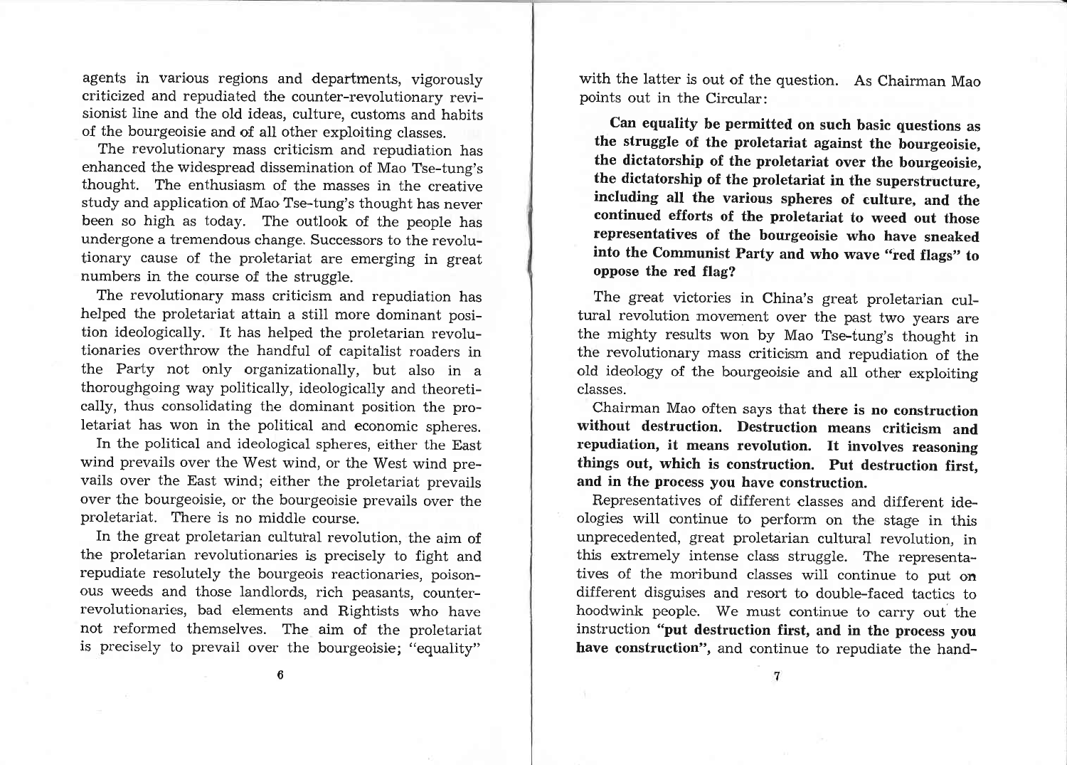agents in various regions and departments, vigorously criticized and repudiated the counter-revolutionary revisionist line and the old ideas, culture, customs and habits of the bourgeoisie and of all other exploiting classes.

The revolutionary mass criticism and repudiation has enhanced the widespread dissemination of Mao Tse-tung's thought. The enthusiasm of the masses in the creative study and application of Mao Tse-tung's thought has never been so high as today. The outlook of the people has undergone a tremendous change. Successors to the revolutionary cause of the proletariat are emerging in great numbers in the course of the struggle.

The revolutionary mass criticism and repudiation has helped the proletariat attain a still more dominant position ideologically. It has helped the proletarian revolutionaries overthrow the handful of capitalist roaders in the Party not only organizationally, but also in a thoroughgoing way politically, ideologically and theoretically, thus consolidating the dominant position the proletariat has won in the political and economic spheres.

In the political and ideological spheres, either the East wind prevails over the West wind, or the West wind prevails over the East wind; either the proletariat prevails over the bourgeoisie, or the bourgeoisie prevails over the proletariat. There is no middle course.

In the great proletarian cultural revolution, the aim of the proletarian revolutionaries is precisely to fight and repudiate resolutely the bourgeois reactionaries, poisonous weeds and those landlords, rich peasants, counter-revolutionaries, bad elements and Rightists who have not reformed themselves. The aim of the proletariat is precisely to prevail over the bourgeoisie; "equality" with the latter is out of the question. As Chairman Mao points out in the Circular:

> **Can equality be permitted on such basic questions as the struggle of the proletariat against the bourgeoisie, the dictatorship of the proletariat over the bourgeoisie, the dictatorship of the proletariat in the superstructure, including all the various spheres of culture, and the continued efforts of the proletariat to weed out those representatives of the bourgeoisie who have sneaked into the Communist Party and who wave "red flags" to oppose the red flag?**

The great victories in China's great proletarian cultural revolution movement over the past two years are the mighty results won by Mao Tse-tung's thought in the revolutionary mass criticism and repudiation of the old ideology of the bourgeoisie and all other exploiting classes.

Chairman Mao often says that **there is no construction without destruction. Destruction means criticism and repudiation, it means revolution. It involves reasoning things out, which is construction. Put destruction first, and in the process you have construction.**

Representatives of different classes and different ideologies will continue to perform on the stage in this unprecedented, great proletarian cultural revolution, in this extremely intense class struggle. The representatives of the moribund classes will continue to put on different disguises and resort to double-faced tactics to hoodwink people. We must continue to carry out the instruction **"put destruction first, and in the process you have construction"**, and continue to repudiate the hand-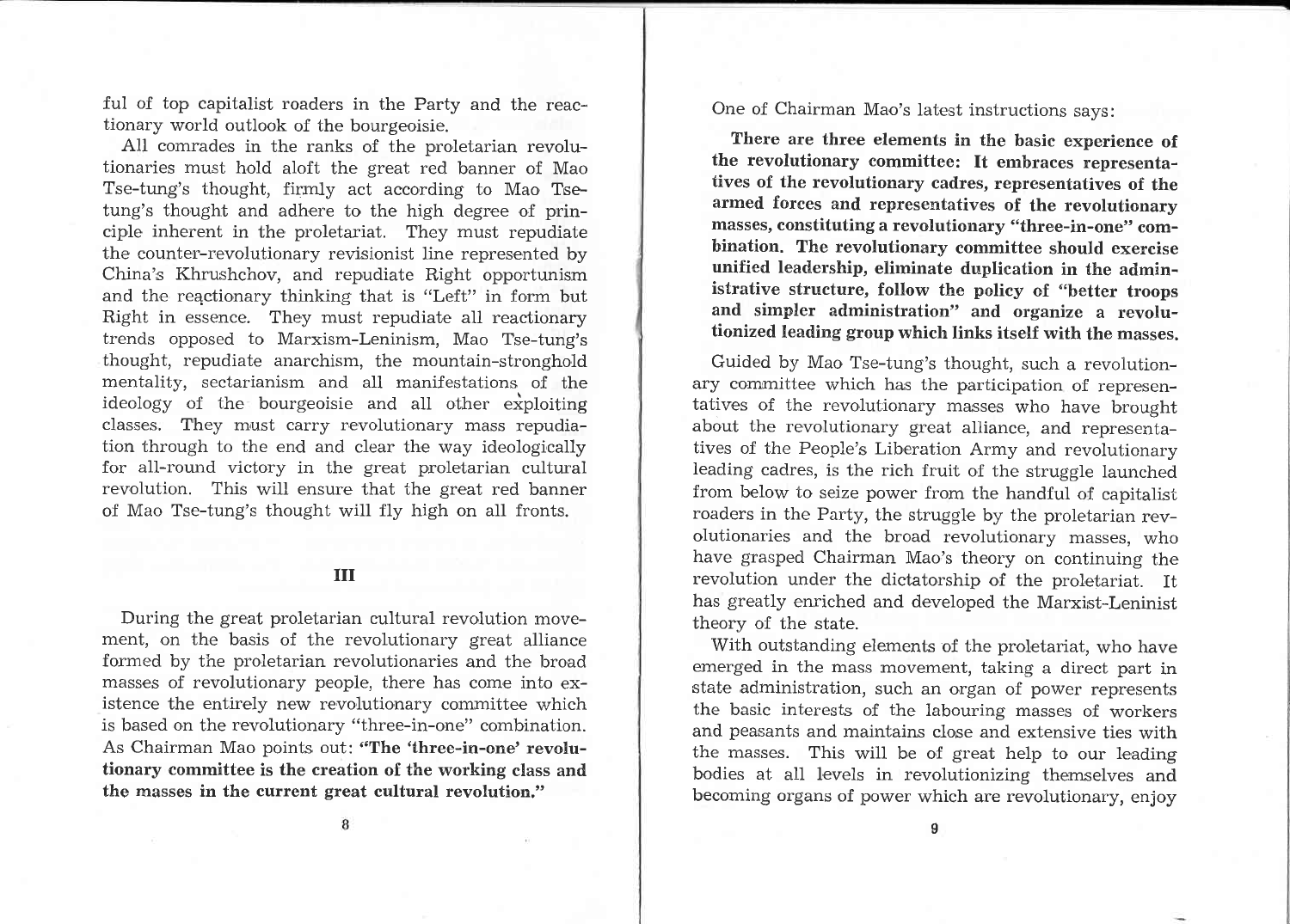ful of top capitalist roaders in the Party and the reactionary world outlook of the bourgeoisie.

All comrades in the ranks of the proletarian revolutionaries must hold aloft the great red banner of Mao Tse-tung's thought, firmly act according to Mao Tse-tung's thought and adhere to the high degree of principle inherent in the proletariat. They must repudiate the counter-revolutionary revisionist line represented by China's Khrushchov, and repudiate Right opportunism and the reactionary thinking that is "Left" in form but Right in essence. They must repudiate all reactionary trends opposed to Marxism-Leninism, Mao Tse-tung's thought, repudiate anarchism, the mountain-stronghold mentality, sectarianism and all manifestations of the ideology of the bourgeoisie and all other exploiting classes. They must carry revolutionary mass repudiation through to the end and clear the way ideologically for all-round victory in the great proletarian cultural revolution. This will ensure that the great red banner of Mao Tse-tung's thought will fly high on all fronts.

## III

During the great proletarian cultural revolution movement, on the basis of the revolutionary great alliance formed by the proletarian revolutionaries and the broad masses of revolutionary people, there has come into existence the entirely new revolutionary committee which is based on the revolutionary "three-in-one" combination. As Chairman Mao points out: **"The 'three-in-one' revolutionary committee is the creation of the working class and the masses in the current great cultural revolution."**

One of Chairman Mao's latest instructions says:

**There are three elements in the basic experience of the revolutionary committee: It embraces representatives of the revolutionary cadres, representatives of the armed forces and representatives of the revolutionary masses, constituting a revolutionary "three-in-one" combination. The revolutionary committee should exercise unified leadership, eliminate duplication in the administrative structure, follow the policy of "better troops and simpler administration" and organize a revolutionized leading group which links itself with the masses.**

Guided by Mao Tse-tung's thought, such a revolutionary committee which has the participation of representatives of the revolutionary masses who have brought about the revolutionary great alliance, and representatives of the People's Liberation Army and revolutionary leading cadres, is the rich fruit of the struggle launched from below to seize power from the handful of capitalist roaders in the Party, the struggle by the proletarian revolutionaries and the broad revolutionary masses, who have grasped Chairman Mao's theory on continuing the revolution under the dictatorship of the proletariat. It has greatly enriched and developed the Marxist-Leninist theory of the state.

With outstanding elements of the proletariat, who have emerged in the mass movement, taking a direct part in state administration, such an organ of power represents the basic interests of the labouring masses of workers and peasants and maintains close and extensive ties with the masses. This will be of great help to our leading bodies at all levels in revolutionizing themselves and becoming organs of power which are revolutionary, enjoy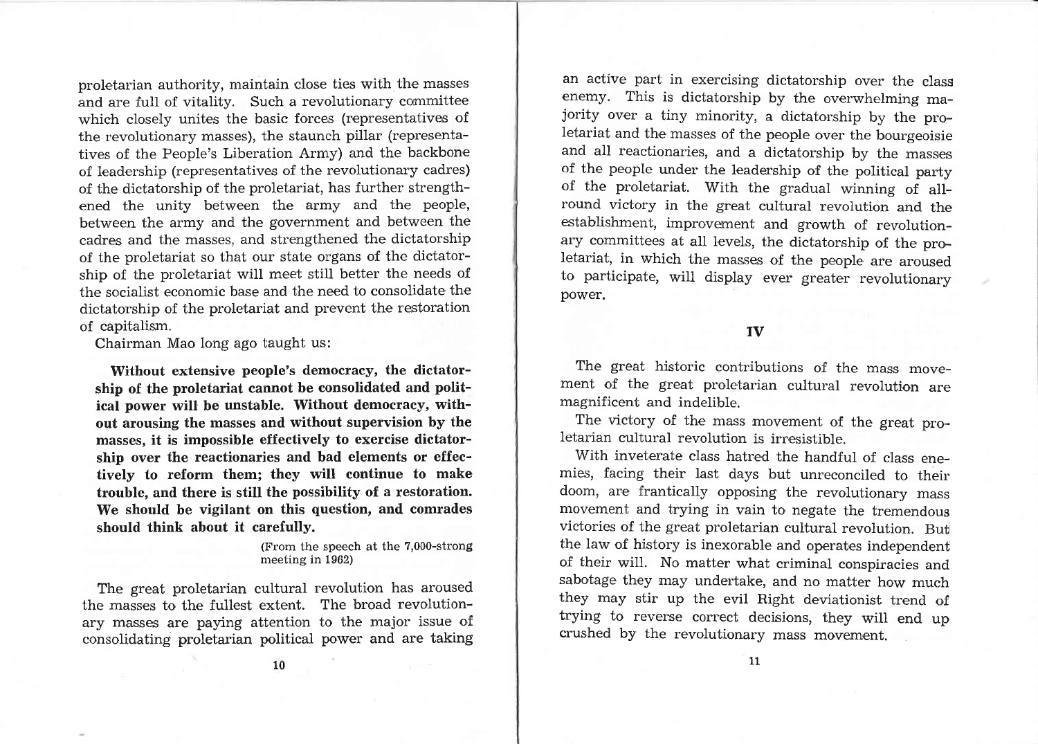proletarian authority, maintain close ties with the masses and are full of vitality. Such a revolutionary committee which closely unites the basic forces (representatives of the revolutionary masses), the staunch pillar (representatives of the People's Liberation Army) and the backbone of leadership (representatives of the revolutionary cadres) of the dictatorship of the proletariat, has further strengthened the unity between the army and the people, between the army and the government and between the cadres and the masses, and strengthened the dictatorship of the proletariat so that our state organs of the dictatorship of the proletariat will meet still better the needs of the socialist economic base and the need to consolidate the dictatorship of the proletariat and prevent the restoration of capitalism.

Chairman Mao long ago taught us:

> **Without extensive people's democracy, the dictatorship of the proletariat cannot be consolidated and political power will be unstable. Without democracy, without arousing the masses and without supervision by the masses, it is impossible effectively to exercise dictatorship over the reactionaries and bad elements or effectively to reform them; they will continue to make trouble, and there is still the possibility of a restoration. We should be vigilant on this question, and comrades should think about it carefully.**
>
> (From the speech at the 7,000-strong meeting in 1962)

The great proletarian cultural revolution has aroused the masses to the fullest extent. The broad revolutionary masses are paying attention to the major issue of consolidating proletarian political power and are taking an active part in exercising dictatorship over the class enemy. This is dictatorship by the overwhelming majority over a tiny minority, a dictatorship by the proletariat and the masses of the people over the bourgeoisie and all reactionaries, and a dictatorship by the masses of the people under the leadership of the political party of the proletariat. With the gradual winning of all-round victory in the great cultural revolution and the establishment, improvement and growth of revolutionary committees at all levels, the dictatorship of the proletariat, in which the masses of the people are aroused to participate, will display ever greater revolutionary power.

## IV

The great historic contributions of the mass movement of the great proletarian cultural revolution are magnificent and indelible.

The victory of the mass movement of the great proletarian cultural revolution is irresistible.

With inveterate class hatred the handful of class enemies, facing their last days but unreconciled to their doom, are frantically opposing the revolutionary mass movement and trying in vain to negate the tremendous victories of the great proletarian cultural revolution. But the law of history is inexorable and operates independent of their will. No matter what criminal conspiracies and sabotage they may undertake, and no matter how much they may stir up the evil Right deviationist trend of trying to reverse correct decisions, they will end up crushed by the revolutionary mass movement.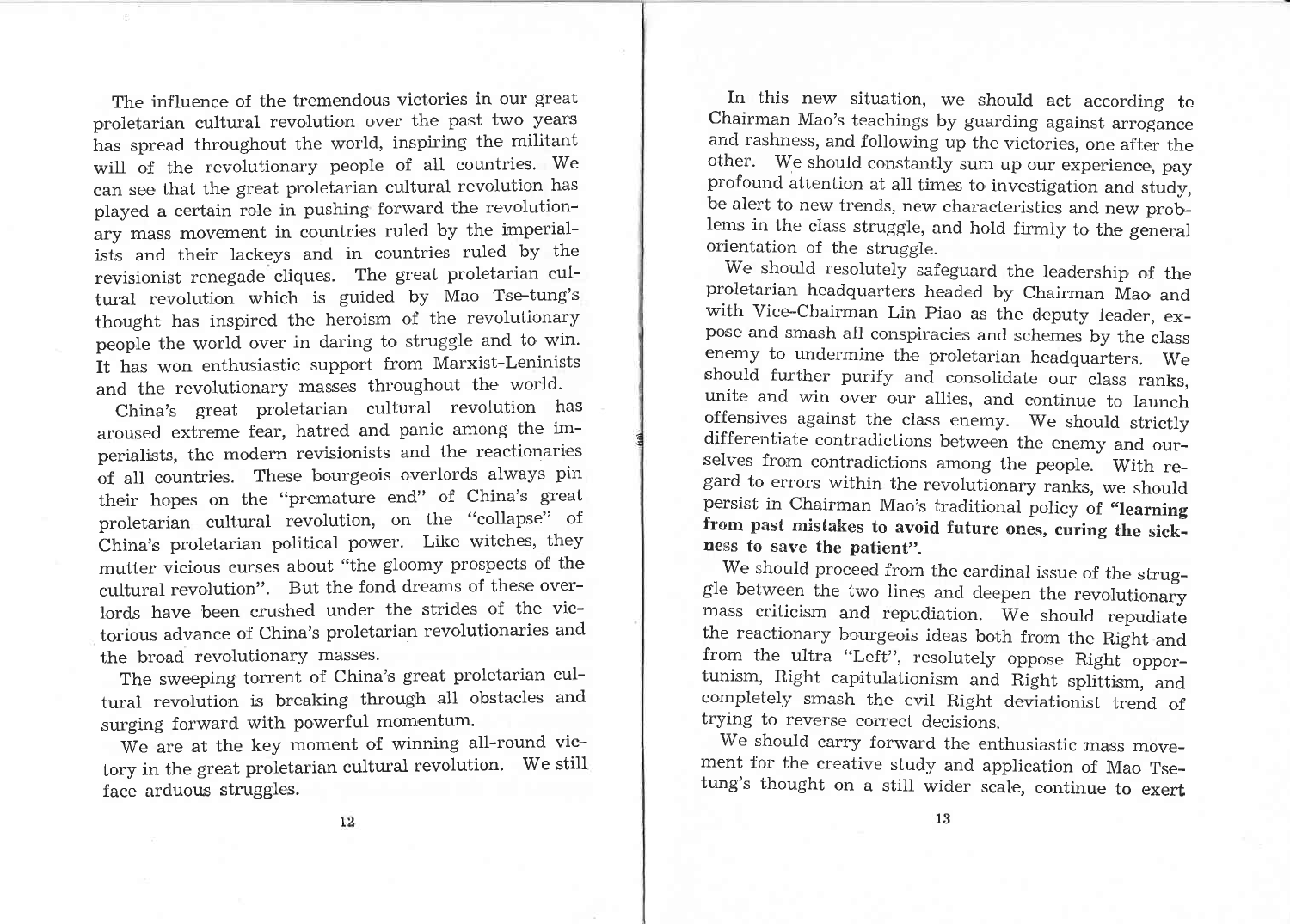The influence of the tremendous victories in our great proletarian cultural revolution over the past two years has spread throughout the world, inspiring the militant will of the revolutionary people of all countries. We can see that the great proletarian cultural revolution has played a certain role in pushing forward the revolutionary mass movement in countries ruled by the imperialists and their lackeys and in countries ruled by the revisionist renegade cliques. The great proletarian cultural revolution which is guided by Mao Tse-tung's thought has inspired the heroism of the revolutionary people the world over in daring to struggle and to win. It has won enthusiastic support from Marxist-Leninists and the revolutionary masses throughout the world.

China's great proletarian cultural revolution has aroused extreme fear, hatred and panic among the imperialists, the modern revisionists and the reactionaries of all countries. These bourgeois overlords always pin their hopes on the "premature end" of China's great proletarian cultural revolution, on the "collapse" of China's proletarian political power. Like witches, they mutter vicious curses about "the gloomy prospects of the cultural revolution". But the fond dreams of these overlords have been crushed under the strides of the victorious advance of China's proletarian revolutionaries and the broad revolutionary masses.

The sweeping torrent of China's great proletarian cultural revolution is breaking through all obstacles and surging forward with powerful momentum.

We are at the key moment of winning all-round victory in the great proletarian cultural revolution. We still face arduous struggles.

In this new situation, we should act according to Chairman Mao's teachings by guarding against arrogance and rashness, and following up the victories, one after the other. We should constantly sum up our experience, pay profound attention at all times to investigation and study, be alert to new trends, new characteristics and new problems in the class struggle, and hold firmly to the general orientation of the struggle.

We should resolutely safeguard the leadership of the proletarian headquarters headed by Chairman Mao and with Vice-Chairman Lin Piao as the deputy leader, expose and smash all conspiracies and schemes by the class enemy to undermine the proletarian headquarters. We should further purify and consolidate our class ranks, unite and win over our allies, and continue to launch offensives against the class enemy. We should strictly differentiate contradictions between the enemy and ourselves from contradictions among the people. With regard to errors within the revolutionary ranks, we should persist in Chairman Mao's traditional policy of **"learning from past mistakes to avoid future ones, curing the sickness to save the patient".**

We should proceed from the cardinal issue of the struggle between the two lines and deepen the revolutionary mass criticism and repudiation. We should repudiate the reactionary bourgeois ideas both from the Right and from the ultra "Left", resolutely oppose Right opportunism, Right capitulationism and Right splittism, and completely smash the evil Right deviationist trend of trying to reverse correct decisions.

We should carry forward the enthusiastic mass movement for the creative study and application of Mao Tse-tung's thought on a still wider scale, continue to exert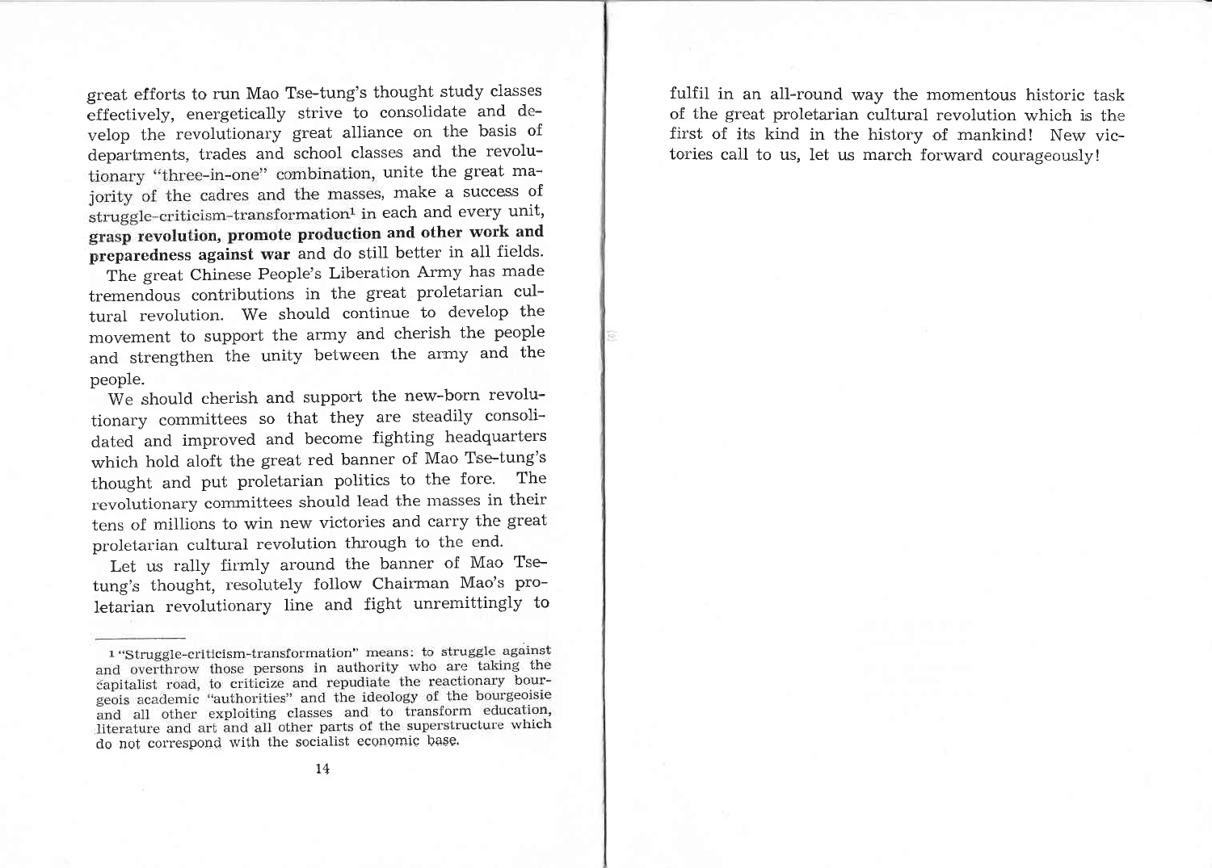great efforts to run Mao Tse-tung's thought study classes effectively, energetically strive to consolidate and develop the revolutionary great alliance on the basis of departments, trades and school classes and the revolutionary "three-in-one" combination, unite the great majority of the cadres and the masses, make a success of struggle-criticism-transformation[1] in each and every unit, **grasp revolution, promote production and other work and preparedness against war** and do still better in all fields.

The great Chinese People's Liberation Army has made tremendous contributions in the great proletarian cultural revolution. We should continue to develop the movement to support the army and cherish the people and strengthen the unity between the army and the people.

We should cherish and support the new-born revolutionary committees so that they are steadily consolidated and improved and become fighting headquarters which hold aloft the great red banner of Mao Tse-tung's thought and put proletarian politics to the fore. The revolutionary committees should lead the masses in their tens of millions to win new victories and carry the great proletarian cultural revolution through to the end.

Let us rally firmly around the banner of Mao Tse-tung's thought, resolutely follow Chairman Mao's proletarian revolutionary line and fight unremittingly to fulfil in an all-round way the momentous historic task of the great proletarian cultural revolution which is the first of its kind in the history of mankind! New victories call to us, let us march forward courageously!

---

[1] "Struggle-criticism-transformation" means: to struggle against and overthrow those persons in authority who are taking the capitalist road, to criticize and repudiate the reactionary bourgeois academic "authorities" and the ideology of the bourgeoisie and all other exploiting classes and to transform education, literature and art and all other parts of the superstructure which do not correspond with the socialist economic base.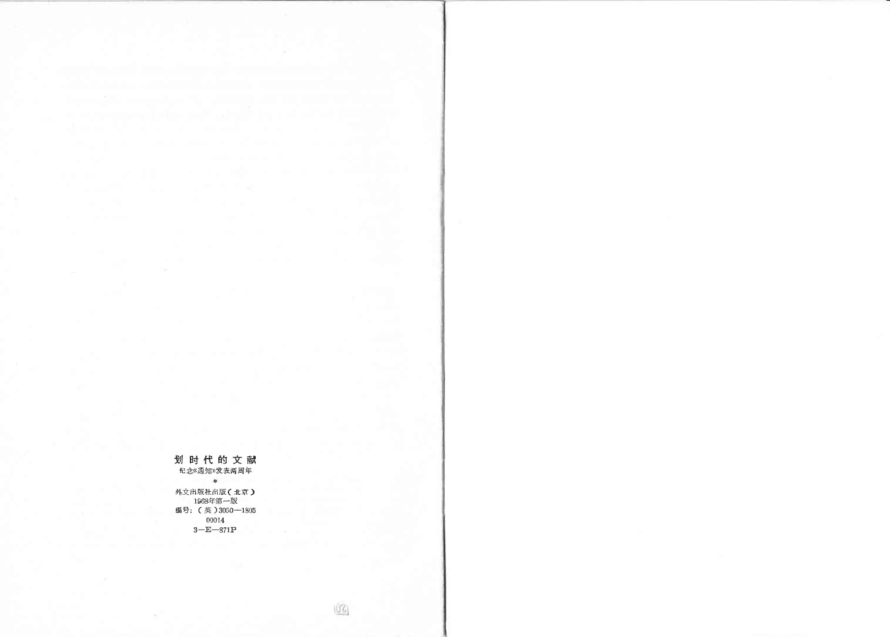**划时代的文献**

纪念《通知》发表两周年

\*

外文出版社出版（北京）

1968年第一版

编号：（英）3050—1805

00014

3—E—871P